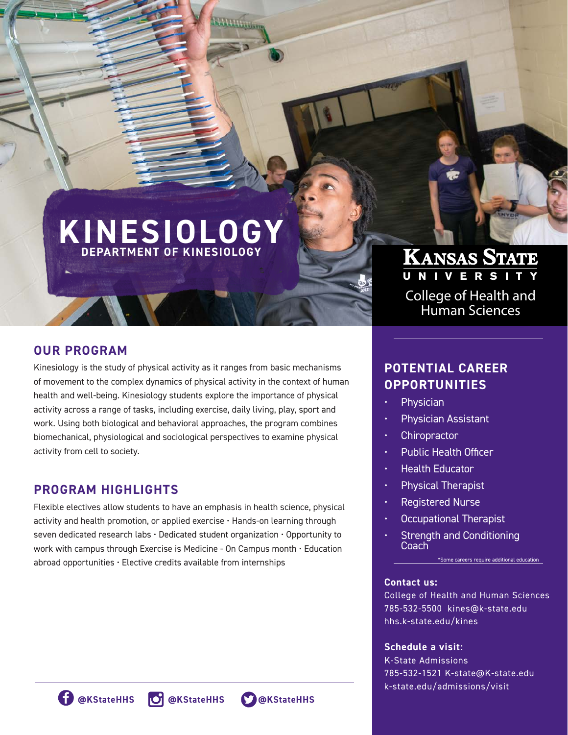# KINESIOLOGY

DEPARTMENT OF KINESIOLOGY

**KANSAS STATE UNIVERSITY**

College of Health and Human Sciences

## OUR PROGRAM

Kinesiology is the study of physical activity as it ranges from basic mechanisms of movement to the complex dynamics of physical activity in the context of human health and well-being. Kinesiology students explore the importance of physical activity across a range of tasks, including exercise, daily living, play, sport and work. Using both biological and behavioral approaches, the program combines biomechanical, physiological and sociological perspectives to examine physical activity from cell to society.

## PROGRAM HIGHLIGHTS

Flexible electives allow students to have an emphasis in health science, physical activity and health promotion, or applied exercise • Hands-on learning through seven dedicated research labs • Dedicated student organization • Opportunity to work with campus through Exercise is Medicine - On Campus month • Education abroad opportunities • Elective credits available from internships

## POTENTIAL CAREER OPPORTUNITIES

- Physician
- Physician Assistant
- Chiropractor
- Public Health Officer
- Health Educator
- Physical Therapist
- Registered Nurse
- Occupational Therapist
- Strength and Conditioning Coach

*Some careers require additional education

**Contact us:**
College of Health and Human Sciences
785-532-5500 kines@k-state.edu
hhs.k-state.edu/kines

**Schedule a visit:**
K-State Admissions
785-532-1521 K-state@K-state.edu
k-state.edu/admissions/visit

@KStateHHS @KStateHHS @KStateHHS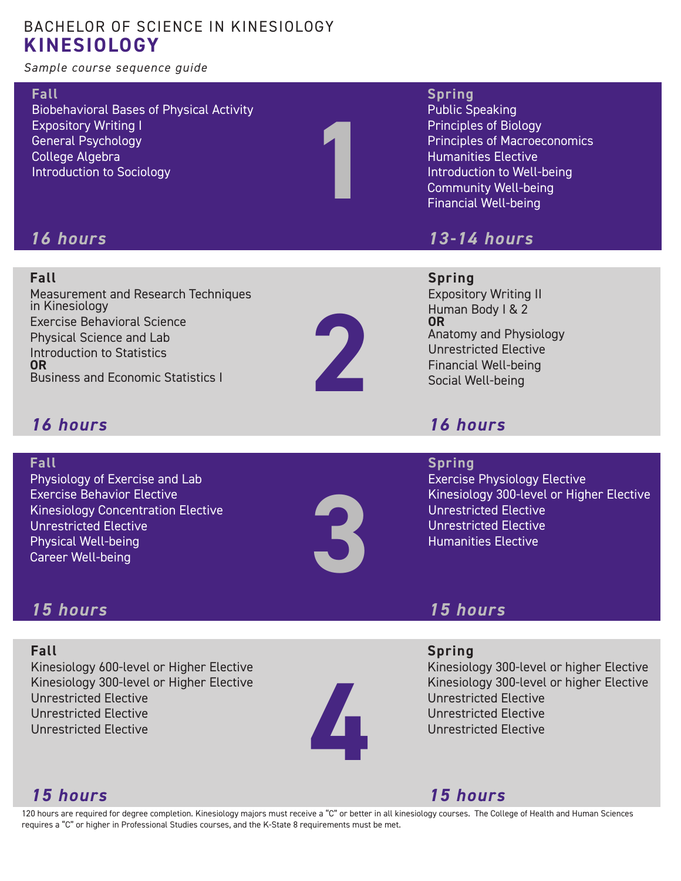BACHELOR OF SCIENCE IN KINESIOLOGY

# KINESIOLOGY

*Sample course sequence guide*

## 1

**Fall**

- Biobehavioral Bases of Physical Activity
- Expository Writing I
- General Psychology
- College Algebra
- Introduction to Sociology

***16 hours***

**Spring**

- Public Speaking
- Principles of Biology
- Principles of Macroeconomics
- Humanities Elective
- Introduction to Well-being
- Community Well-being
- Financial Well-being

***13-14 hours***

## 2

**Fall**

- Measurement and Research Techniques in Kinesiology
- Exercise Behavioral Science
- Physical Science and Lab
- Introduction to Statistics
  **OR**
  Business and Economic Statistics I

***16 hours***

**Spring**

- Expository Writing II
- Human Body I & 2
  **OR**
  Anatomy and Physiology
- Unrestricted Elective
- Financial Well-being
- Social Well-being

***16 hours***

## 3

**Fall**

- Physiology of Exercise and Lab
- Exercise Behavior Elective
- Kinesiology Concentration Elective
- Unrestricted Elective
- Physical Well-being
- Career Well-being

***15 hours***

**Spring**

- Exercise Physiology Elective
- Kinesiology 300-level or Higher Elective
- Unrestricted Elective
- Unrestricted Elective
- Humanities Elective

***15 hours***

## 4

**Fall**

- Kinesiology 600-level or Higher Elective
- Kinesiology 300-level or Higher Elective
- Unrestricted Elective
- Unrestricted Elective
- Unrestricted Elective

***15 hours***

**Spring**

- Kinesiology 300-level or higher Elective
- Kinesiology 300-level or higher Elective
- Unrestricted Elective
- Unrestricted Elective
- Unrestricted Elective

***15 hours***

120 hours are required for degree completion. Kinesiology majors must receive a "C" or better in all kinesiology courses. The College of Health and Human Sciences requires a "C" or higher in Professional Studies courses, and the K-State 8 requirements must be met.